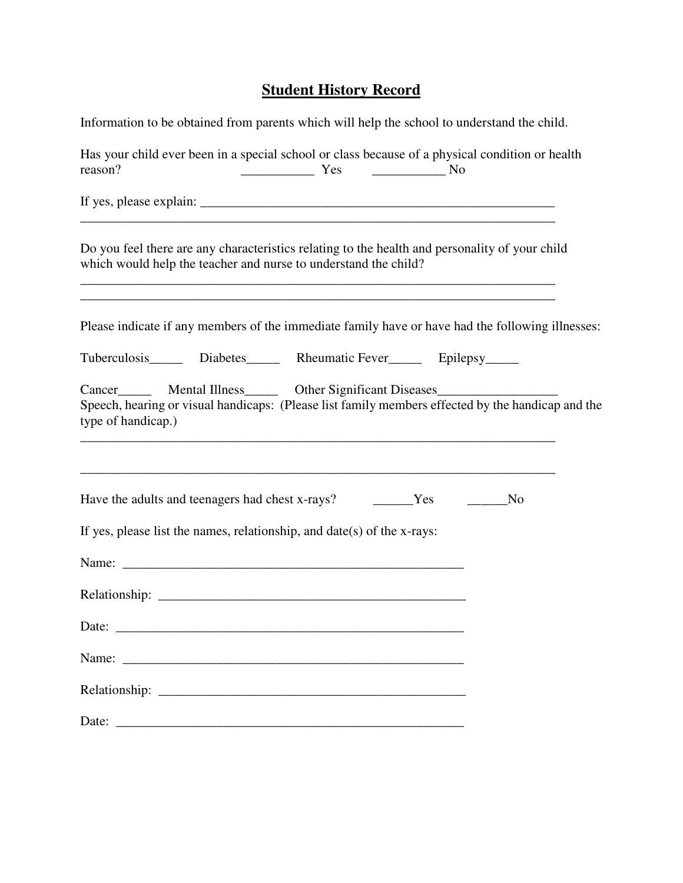# Student History Record

Information to be obtained from parents which will help the school to understand the child.

Has your child ever been in a special school or class because of a physical condition or health reason? ___________ Yes ___________ No

If yes, please explain: _______________________________________________________
___________________________________________________________________________

Do you feel there are any characteristics relating to the health and personality of your child which would help the teacher and nurse to understand the child?
___________________________________________________________________________
___________________________________________________________________________

Please indicate if any members of the immediate family have or have had the following illnesses:

Tuberculosis_____ Diabetes_____ Rheumatic Fever_____ Epilepsy_____

Cancer_____ Mental Illness_____ Other Significant Diseases_________________
Speech, hearing or visual handicaps: (Please list family members effected by the handicap and the type of handicap.)
___________________________________________________________________________

___________________________________________________________________________

Have the adults and teenagers had chest x-rays? ______Yes ______No

If yes, please list the names, relationship, and date(s) of the x-rays:

Name: _____________________________________________________

Relationship: _______________________________________________

Date: ______________________________________________________

Name: _____________________________________________________

Relationship: _______________________________________________

Date: ______________________________________________________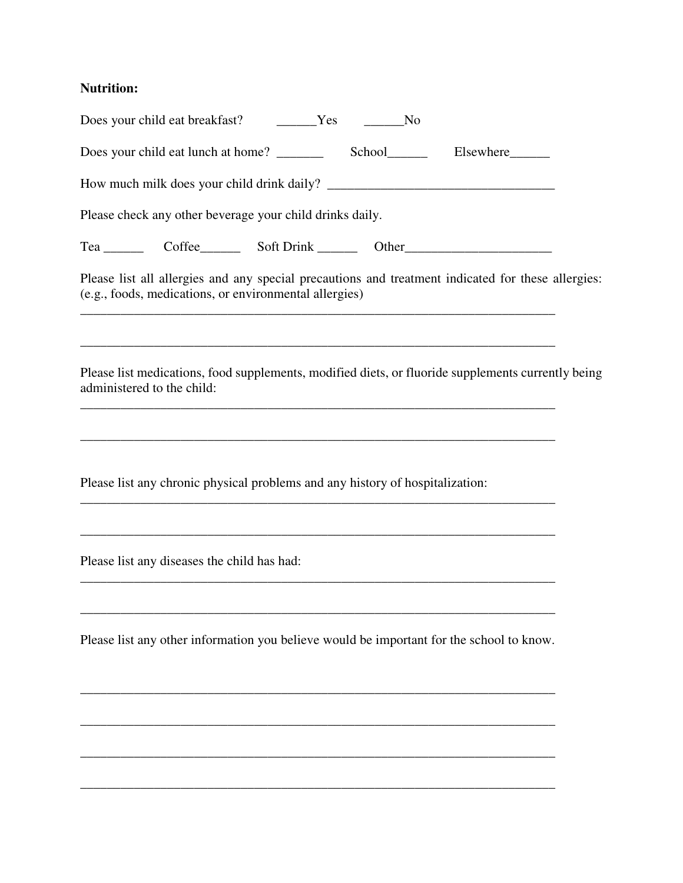**Nutrition:**

Does your child eat breakfast? ______Yes ______No

Does your child eat lunch at home? _______ School______ Elsewhere______

How much milk does your child drink daily? __________________________________

Please check any other beverage your child drinks daily.

Tea ______ Coffee______ Soft Drink ______ Other______________________

Please list all allergies and any special precautions and treatment indicated for these allergies: (e.g., foods, medications, or environmental allergies)

_________________________________________________________________________

_________________________________________________________________________

Please list medications, food supplements, modified diets, or fluoride supplements currently being administered to the child:

_________________________________________________________________________

_________________________________________________________________________

Please list any chronic physical problems and any history of hospitalization:

_________________________________________________________________________

_________________________________________________________________________

Please list any diseases the child has had:

_________________________________________________________________________

_________________________________________________________________________

Please list any other information you believe would be important for the school to know.

_________________________________________________________________________

_________________________________________________________________________

_________________________________________________________________________

_________________________________________________________________________